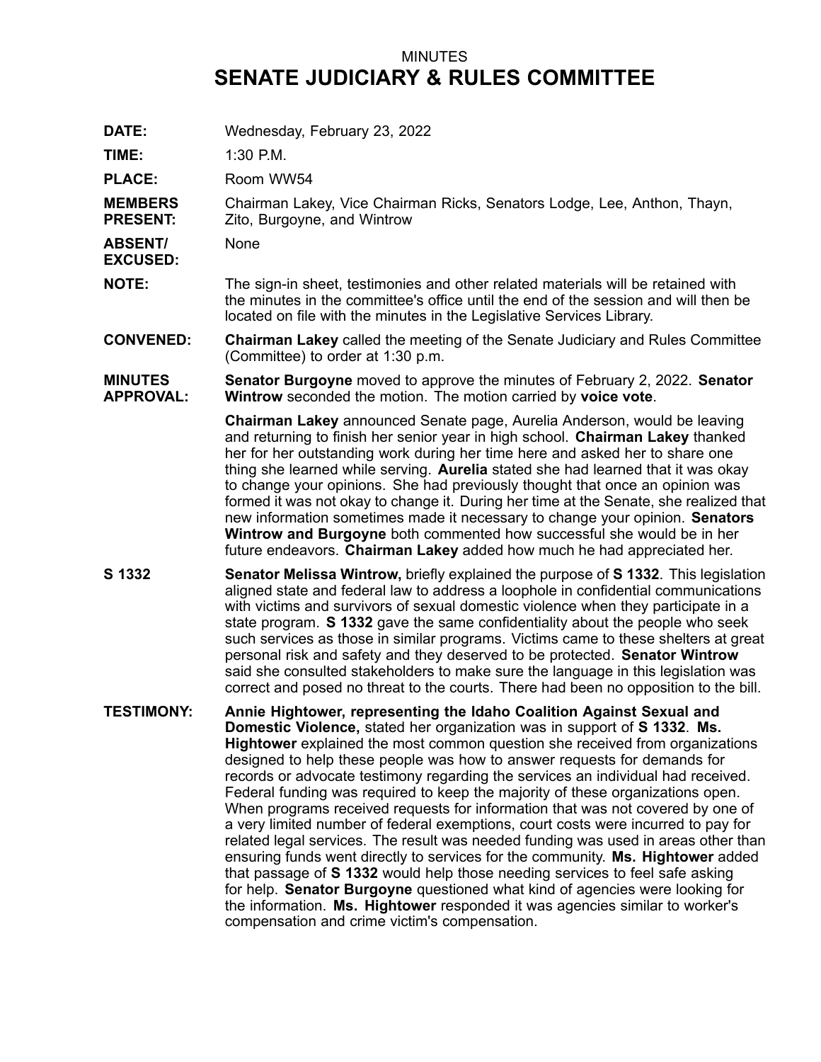MINUTES

# SENATE JUDICIARY & RULES COMMITTEE

**DATE:** Wednesday, February 23, 2022

**TIME:** 1:30 P.M.

**PLACE:** Room WW54

**MEMBERS PRESENT:** Chairman Lakey, Vice Chairman Ricks, Senators Lodge, Lee, Anthon, Thayn, Zito, Burgoyne, and Wintrow

**ABSENT/ EXCUSED:** None

**NOTE:** The sign-in sheet, testimonies and other related materials will be retained with the minutes in the committee's office until the end of the session and will then be located on file with the minutes in the Legislative Services Library.

**CONVENED:** **Chairman Lakey** called the meeting of the Senate Judiciary and Rules Committee (Committee) to order at 1:30 p.m.

**MINUTES APPROVAL:** **Senator Burgoyne** moved to approve the minutes of February 2, 2022. **Senator Wintrow** seconded the motion. The motion carried by **voice vote**.

**Chairman Lakey** announced Senate page, Aurelia Anderson, would be leaving and returning to finish her senior year in high school. **Chairman Lakey** thanked her for her outstanding work during her time here and asked her to share one thing she learned while serving. **Aurelia** stated she had learned that it was okay to change your opinions. She had previously thought that once an opinion was formed it was not okay to change it. During her time at the Senate, she realized that new information sometimes made it necessary to change your opinion. **Senators Wintrow and Burgoyne** both commented how successful she would be in her future endeavors. **Chairman Lakey** added how much he had appreciated her.

**S 1332** **Senator Melissa Wintrow,** briefly explained the purpose of **S 1332**. This legislation aligned state and federal law to address a loophole in confidential communications with victims and survivors of sexual domestic violence when they participate in a state program. **S 1332** gave the same confidentiality about the people who seek such services as those in similar programs. Victims came to these shelters at great personal risk and safety and they deserved to be protected. **Senator Wintrow** said she consulted stakeholders to make sure the language in this legislation was correct and posed no threat to the courts. There had been no opposition to the bill.

**TESTIMONY:** **Annie Hightower, representing the Idaho Coalition Against Sexual and Domestic Violence,** stated her organization was in support of **S 1332**. **Ms. Hightower** explained the most common question she received from organizations designed to help these people was how to answer requests for demands for records or advocate testimony regarding the services an individual had received. Federal funding was required to keep the majority of these organizations open. When programs received requests for information that was not covered by one of a very limited number of federal exemptions, court costs were incurred to pay for related legal services. The result was needed funding was used in areas other than ensuring funds went directly to services for the community. **Ms. Hightower** added that passage of **S 1332** would help those needing services to feel safe asking for help. **Senator Burgoyne** questioned what kind of agencies were looking for the information. **Ms. Hightower** responded it was agencies similar to worker's compensation and crime victim's compensation.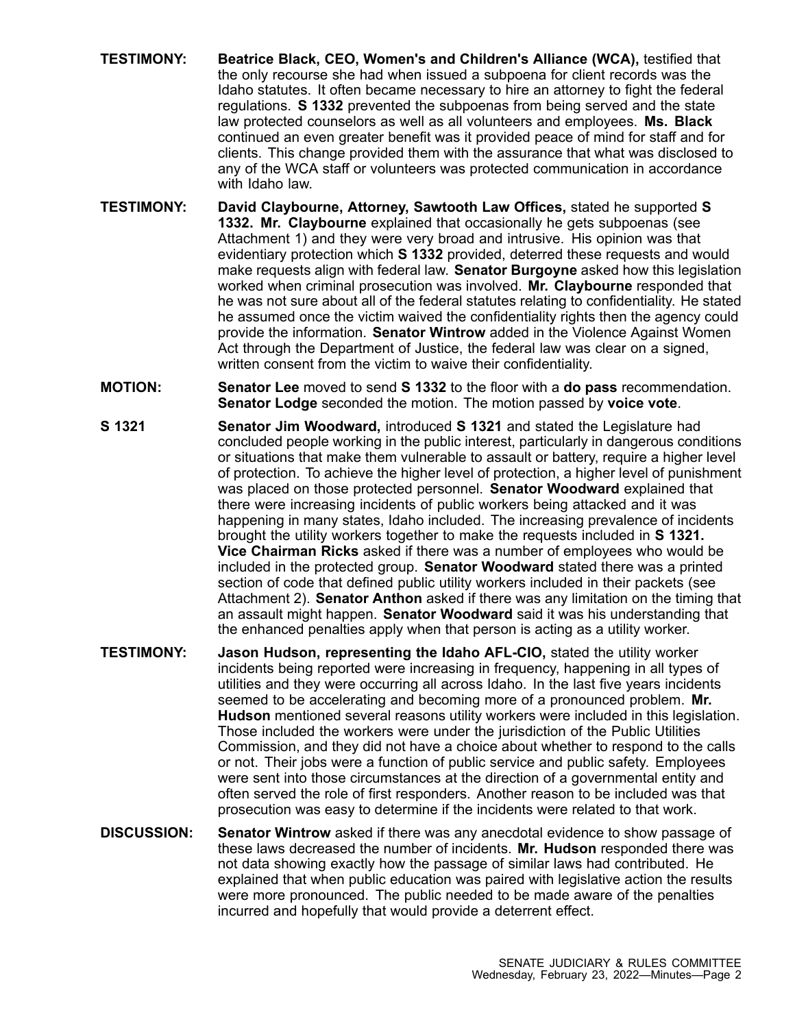**TESTIMONY:** **Beatrice Black, CEO, Women's and Children's Alliance (WCA),** testified that the only recourse she had when issued a subpoena for client records was the Idaho statutes. It often became necessary to hire an attorney to fight the federal regulations. **S 1332** prevented the subpoenas from being served and the state law protected counselors as well as all volunteers and employees. **Ms. Black** continued an even greater benefit was it provided peace of mind for staff and for clients. This change provided them with the assurance that what was disclosed to any of the WCA staff or volunteers was protected communication in accordance with Idaho law.

**TESTIMONY:** **David Claybourne, Attorney, Sawtooth Law Offices,** stated he supported **S 1332. Mr. Claybourne** explained that occasionally he gets subpoenas (see Attachment 1) and they were very broad and intrusive. His opinion was that evidentiary protection which **S 1332** provided, deterred these requests and would make requests align with federal law. **Senator Burgoyne** asked how this legislation worked when criminal prosecution was involved. **Mr. Claybourne** responded that he was not sure about all of the federal statutes relating to confidentiality. He stated he assumed once the victim waived the confidentiality rights then the agency could provide the information. **Senator Wintrow** added in the Violence Against Women Act through the Department of Justice, the federal law was clear on a signed, written consent from the victim to waive their confidentiality.

**MOTION:** **Senator Lee** moved to send **S 1332** to the floor with a **do pass** recommendation. **Senator Lodge** seconded the motion. The motion passed by **voice vote**.

**S 1321** **Senator Jim Woodward,** introduced **S 1321** and stated the Legislature had concluded people working in the public interest, particularly in dangerous conditions or situations that make them vulnerable to assault or battery, require a higher level of protection. To achieve the higher level of protection, a higher level of punishment was placed on those protected personnel. **Senator Woodward** explained that there were increasing incidents of public workers being attacked and it was happening in many states, Idaho included. The increasing prevalence of incidents brought the utility workers together to make the requests included in **S 1321. Vice Chairman Ricks** asked if there was a number of employees who would be included in the protected group. **Senator Woodward** stated there was a printed section of code that defined public utility workers included in their packets (see Attachment 2). **Senator Anthon** asked if there was any limitation on the timing that an assault might happen. **Senator Woodward** said it was his understanding that the enhanced penalties apply when that person is acting as a utility worker.

**TESTIMONY:** **Jason Hudson, representing the Idaho AFL-CIO,** stated the utility worker incidents being reported were increasing in frequency, happening in all types of utilities and they were occurring all across Idaho. In the last five years incidents seemed to be accelerating and becoming more of a pronounced problem. **Mr. Hudson** mentioned several reasons utility workers were included in this legislation. Those included the workers were under the jurisdiction of the Public Utilities Commission, and they did not have a choice about whether to respond to the calls or not. Their jobs were a function of public service and public safety. Employees were sent into those circumstances at the direction of a governmental entity and often served the role of first responders. Another reason to be included was that prosecution was easy to determine if the incidents were related to that work.

**DISCUSSION:** **Senator Wintrow** asked if there was any anecdotal evidence to show passage of these laws decreased the number of incidents. **Mr. Hudson** responded there was not data showing exactly how the passage of similar laws had contributed. He explained that when public education was paired with legislative action the results were more pronounced. The public needed to be made aware of the penalties incurred and hopefully that would provide a deterrent effect.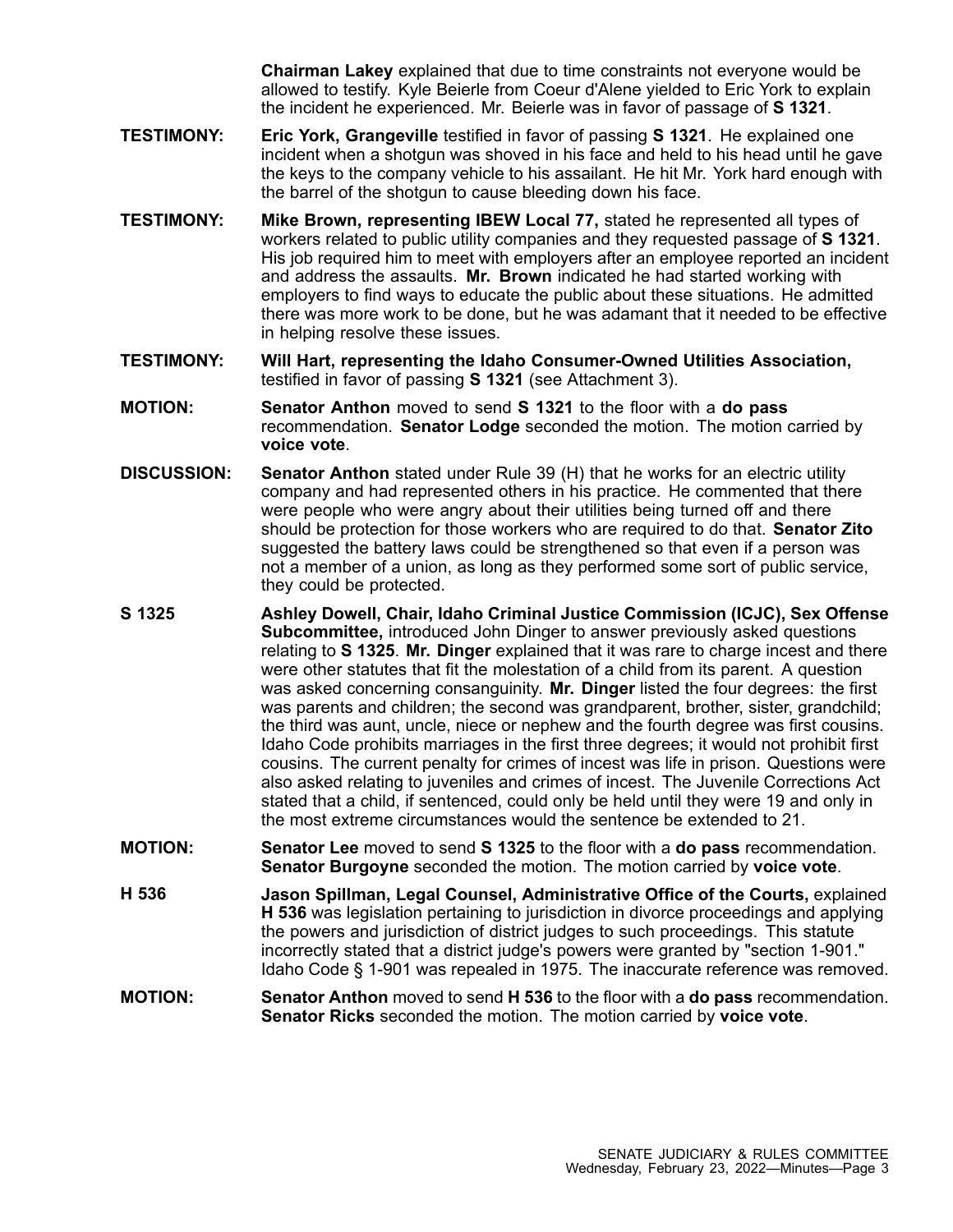**Chairman Lakey** explained that due to time constraints not everyone would be allowed to testify. Kyle Beierle from Coeur d'Alene yielded to Eric York to explain the incident he experienced. Mr. Beierle was in favor of passage of **S 1321**.

**TESTIMONY:** **Eric York, Grangeville** testified in favor of passing **S 1321**. He explained one incident when a shotgun was shoved in his face and held to his head until he gave the keys to the company vehicle to his assailant. He hit Mr. York hard enough with the barrel of the shotgun to cause bleeding down his face.

**TESTIMONY:** **Mike Brown, representing IBEW Local 77,** stated he represented all types of workers related to public utility companies and they requested passage of **S 1321**. His job required him to meet with employers after an employee reported an incident and address the assaults. **Mr. Brown** indicated he had started working with employers to find ways to educate the public about these situations. He admitted there was more work to be done, but he was adamant that it needed to be effective in helping resolve these issues.

**TESTIMONY:** **Will Hart, representing the Idaho Consumer-Owned Utilities Association,** testified in favor of passing **S 1321** (see Attachment 3).

**MOTION:** **Senator Anthon** moved to send **S 1321** to the floor with a **do pass** recommendation. **Senator Lodge** seconded the motion. The motion carried by **voice vote**.

**DISCUSSION:** **Senator Anthon** stated under Rule 39 (H) that he works for an electric utility company and had represented others in his practice. He commented that there were people who were angry about their utilities being turned off and there should be protection for those workers who are required to do that. **Senator Zito** suggested the battery laws could be strengthened so that even if a person was not a member of a union, as long as they performed some sort of public service, they could be protected.

**S 1325** **Ashley Dowell, Chair, Idaho Criminal Justice Commission (ICJC), Sex Offense Subcommittee,** introduced John Dinger to answer previously asked questions relating to **S 1325**. **Mr. Dinger** explained that it was rare to charge incest and there were other statutes that fit the molestation of a child from its parent. A question was asked concerning consanguinity. **Mr. Dinger** listed the four degrees: the first was parents and children; the second was grandparent, brother, sister, grandchild; the third was aunt, uncle, niece or nephew and the fourth degree was first cousins. Idaho Code prohibits marriages in the first three degrees; it would not prohibit first cousins. The current penalty for crimes of incest was life in prison. Questions were also asked relating to juveniles and crimes of incest. The Juvenile Corrections Act stated that a child, if sentenced, could only be held until they were 19 and only in the most extreme circumstances would the sentence be extended to 21.

**MOTION:** **Senator Lee** moved to send **S 1325** to the floor with a **do pass** recommendation. **Senator Burgoyne** seconded the motion. The motion carried by **voice vote**.

**H 536** **Jason Spillman, Legal Counsel, Administrative Office of the Courts,** explained **H 536** was legislation pertaining to jurisdiction in divorce proceedings and applying the powers and jurisdiction of district judges to such proceedings. This statute incorrectly stated that a district judge's powers were granted by "section 1-901." Idaho Code § 1-901 was repealed in 1975. The inaccurate reference was removed.

**MOTION:** **Senator Anthon** moved to send **H 536** to the floor with a **do pass** recommendation. **Senator Ricks** seconded the motion. The motion carried by **voice vote**.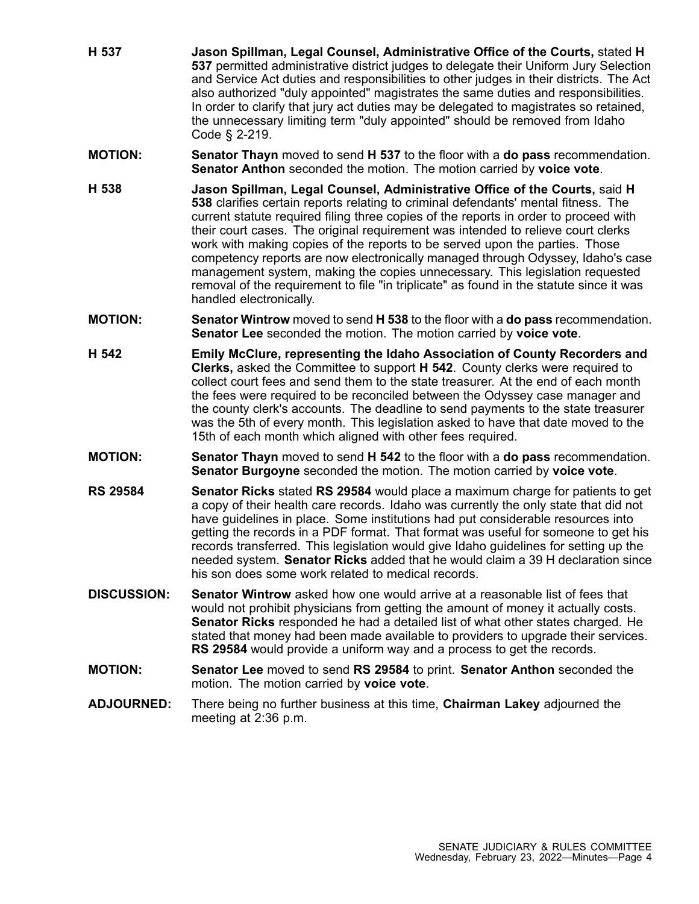**H 537** **Jason Spillman, Legal Counsel, Administrative Office of the Courts,** stated **H 537** permitted administrative district judges to delegate their Uniform Jury Selection and Service Act duties and responsibilities to other judges in their districts. The Act also authorized "duly appointed" magistrates the same duties and responsibilities. In order to clarify that jury act duties may be delegated to magistrates so retained, the unnecessary limiting term "duly appointed" should be removed from Idaho Code § 2-219.

**MOTION:** **Senator Thayn** moved to send **H 537** to the floor with a **do pass** recommendation. **Senator Anthon** seconded the motion. The motion carried by **voice vote**.

**H 538** **Jason Spillman, Legal Counsel, Administrative Office of the Courts,** said **H 538** clarifies certain reports relating to criminal defendants' mental fitness. The current statute required filing three copies of the reports in order to proceed with their court cases. The original requirement was intended to relieve court clerks work with making copies of the reports to be served upon the parties. Those competency reports are now electronically managed through Odyssey, Idaho's case management system, making the copies unnecessary. This legislation requested removal of the requirement to file "in triplicate" as found in the statute since it was handled electronically.

**MOTION:** **Senator Wintrow** moved to send **H 538** to the floor with a **do pass** recommendation. **Senator Lee** seconded the motion. The motion carried by **voice vote**.

**H 542** **Emily McClure, representing the Idaho Association of County Recorders and Clerks,** asked the Committee to support **H 542**. County clerks were required to collect court fees and send them to the state treasurer. At the end of each month the fees were required to be reconciled between the Odyssey case manager and the county clerk's accounts. The deadline to send payments to the state treasurer was the 5th of every month. This legislation asked to have that date moved to the 15th of each month which aligned with other fees required.

**MOTION:** **Senator Thayn** moved to send **H 542** to the floor with a **do pass** recommendation. **Senator Burgoyne** seconded the motion. The motion carried by **voice vote**.

**RS 29584** **Senator Ricks** stated **RS 29584** would place a maximum charge for patients to get a copy of their health care records. Idaho was currently the only state that did not have guidelines in place. Some institutions had put considerable resources into getting the records in a PDF format. That format was useful for someone to get his records transferred. This legislation would give Idaho guidelines for setting up the needed system. **Senator Ricks** added that he would claim a 39 H declaration since his son does some work related to medical records.

**DISCUSSION:** **Senator Wintrow** asked how one would arrive at a reasonable list of fees that would not prohibit physicians from getting the amount of money it actually costs. **Senator Ricks** responded he had a detailed list of what other states charged. He stated that money had been made available to providers to upgrade their services. **RS 29584** would provide a uniform way and a process to get the records.

**MOTION:** **Senator Lee** moved to send **RS 29584** to print. **Senator Anthon** seconded the motion. The motion carried by **voice vote**.

**ADJOURNED:** There being no further business at this time, **Chairman Lakey** adjourned the meeting at 2:36 p.m.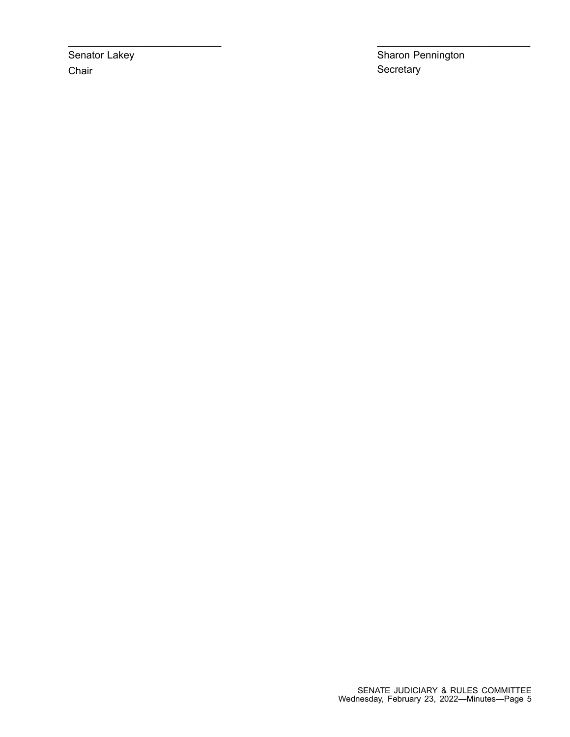___________________________
Senator Lakey
Chair

___________________________
Sharon Pennington
Secretary